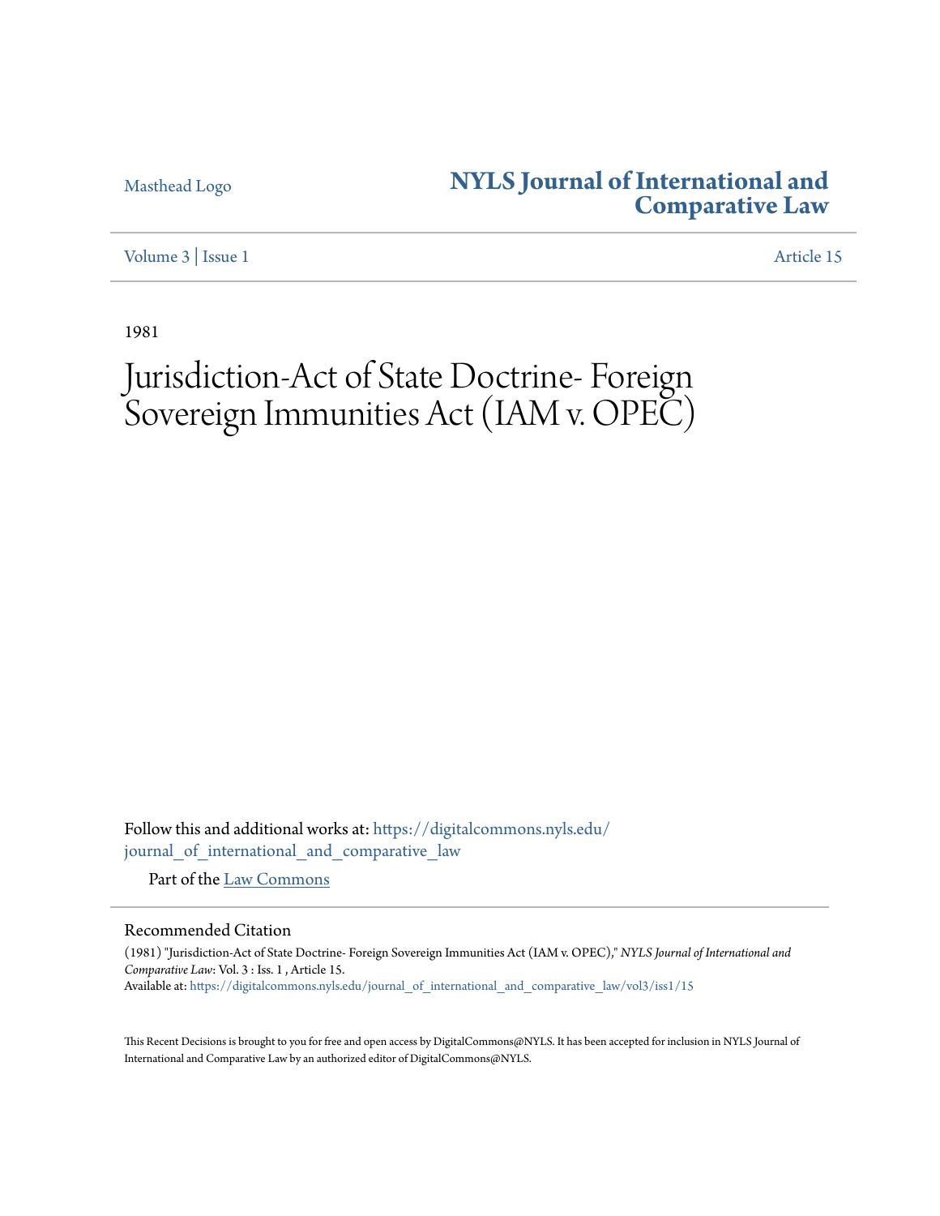Masthead Logo

# NYLS Journal of International and Comparative Law

Volume 3 | Issue 1 Article 15

1981

# Jurisdiction-Act of State Doctrine- Foreign Sovereign Immunities Act (IAM v. OPEC)

Follow this and additional works at: https://digitalcommons.nyls.edu/journal_of_international_and_comparative_law

Part of the Law Commons

## Recommended Citation

(1981) "Jurisdiction-Act of State Doctrine- Foreign Sovereign Immunities Act (IAM v. OPEC)," *NYLS Journal of International and Comparative Law*: Vol. 3 : Iss. 1 , Article 15.
Available at: https://digitalcommons.nyls.edu/journal_of_international_and_comparative_law/vol3/iss1/15

This Recent Decisions is brought to you for free and open access by DigitalCommons@NYLS. It has been accepted for inclusion in NYLS Journal of International and Comparative Law by an authorized editor of DigitalCommons@NYLS.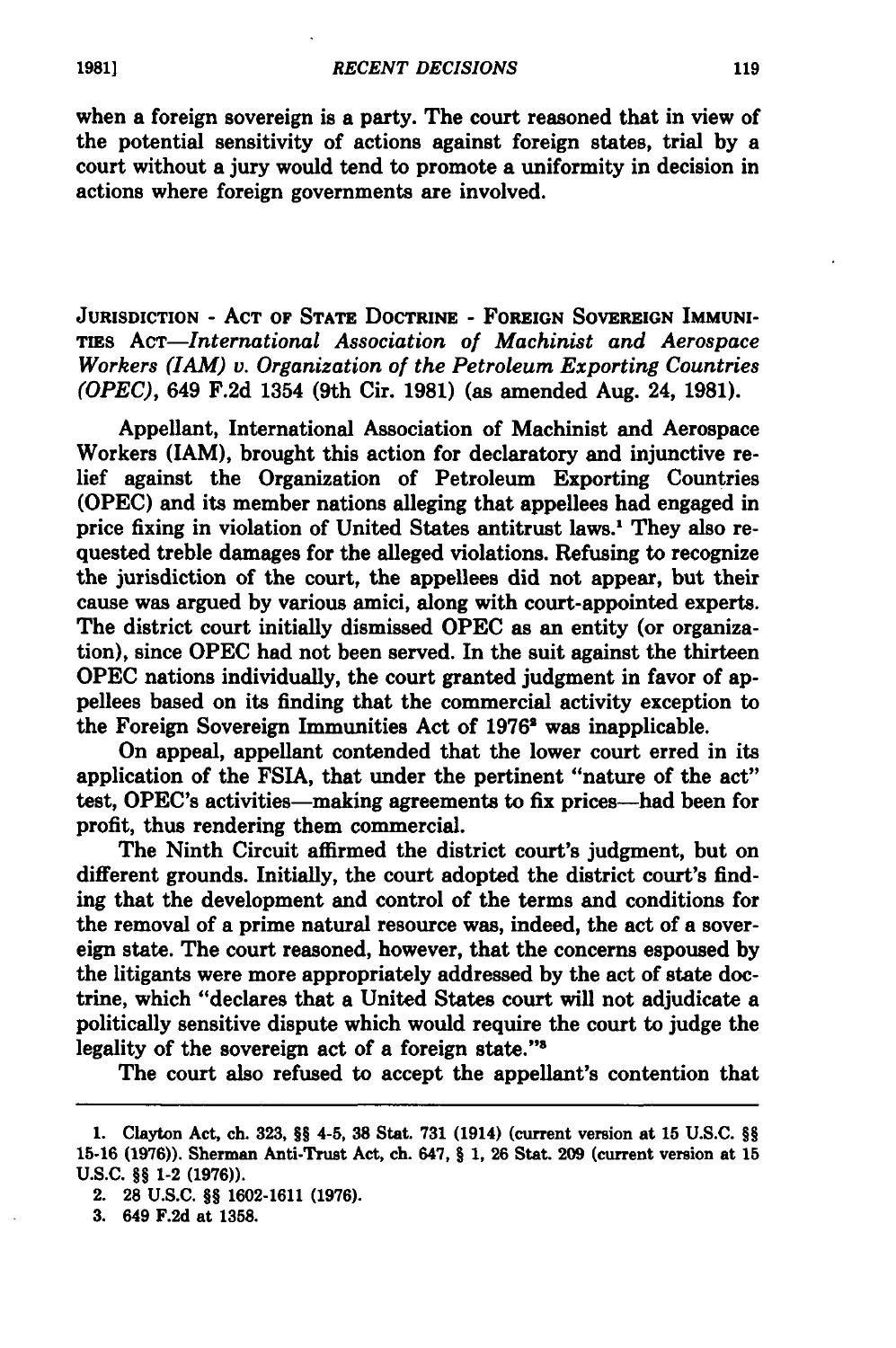when a foreign sovereign is a party. The court reasoned that in view of the potential sensitivity of actions against foreign states, trial by a court without a jury would tend to promote a uniformity in decision in actions where foreign governments are involved.

JURISDICTION - ACT OF STATE DOCTRINE - FOREIGN SOVEREIGN IMMUNITIES ACT—*International Association of Machinist and Aerospace Workers (IAM) v. Organization of the Petroleum Exporting Countries (OPEC)*, 649 F.2d 1354 (9th Cir. 1981) (as amended Aug. 24, 1981).

Appellant, International Association of Machinist and Aerospace Workers (IAM), brought this action for declaratory and injunctive relief against the Organization of Petroleum Exporting Countries (OPEC) and its member nations alleging that appellees had engaged in price fixing in violation of United States antitrust laws.[1] They also requested treble damages for the alleged violations. Refusing to recognize the jurisdiction of the court, the appellees did not appear, but their cause was argued by various amici, along with court-appointed experts. The district court initially dismissed OPEC as an entity (or organization), since OPEC had not been served. In the suit against the thirteen OPEC nations individually, the court granted judgment in favor of appellees based on its finding that the commercial activity exception to the Foreign Sovereign Immunities Act of 1976[2] was inapplicable.

On appeal, appellant contended that the lower court erred in its application of the FSIA, that under the pertinent "nature of the act" test, OPEC's activities—making agreements to fix prices—had been for profit, thus rendering them commercial.

The Ninth Circuit affirmed the district court's judgment, but on different grounds. Initially, the court adopted the district court's finding that the development and control of the terms and conditions for the removal of a prime natural resource was, indeed, the act of a sovereign state. The court reasoned, however, that the concerns espoused by the litigants were more appropriately addressed by the act of state doctrine, which "declares that a United States court will not adjudicate a politically sensitive dispute which would require the court to judge the legality of the sovereign act of a foreign state."[3]

The court also refused to accept the appellant's contention that

---

1. Clayton Act, ch. 323, §§ 4-5, 38 Stat. 731 (1914) (current version at 15 U.S.C. §§ 15-16 (1976)). Sherman Anti-Trust Act, ch. 647, § 1, 26 Stat. 209 (current version at 15 U.S.C. §§ 1-2 (1976)).

2. 28 U.S.C. §§ 1602-1611 (1976).

3. 649 F.2d at 1358.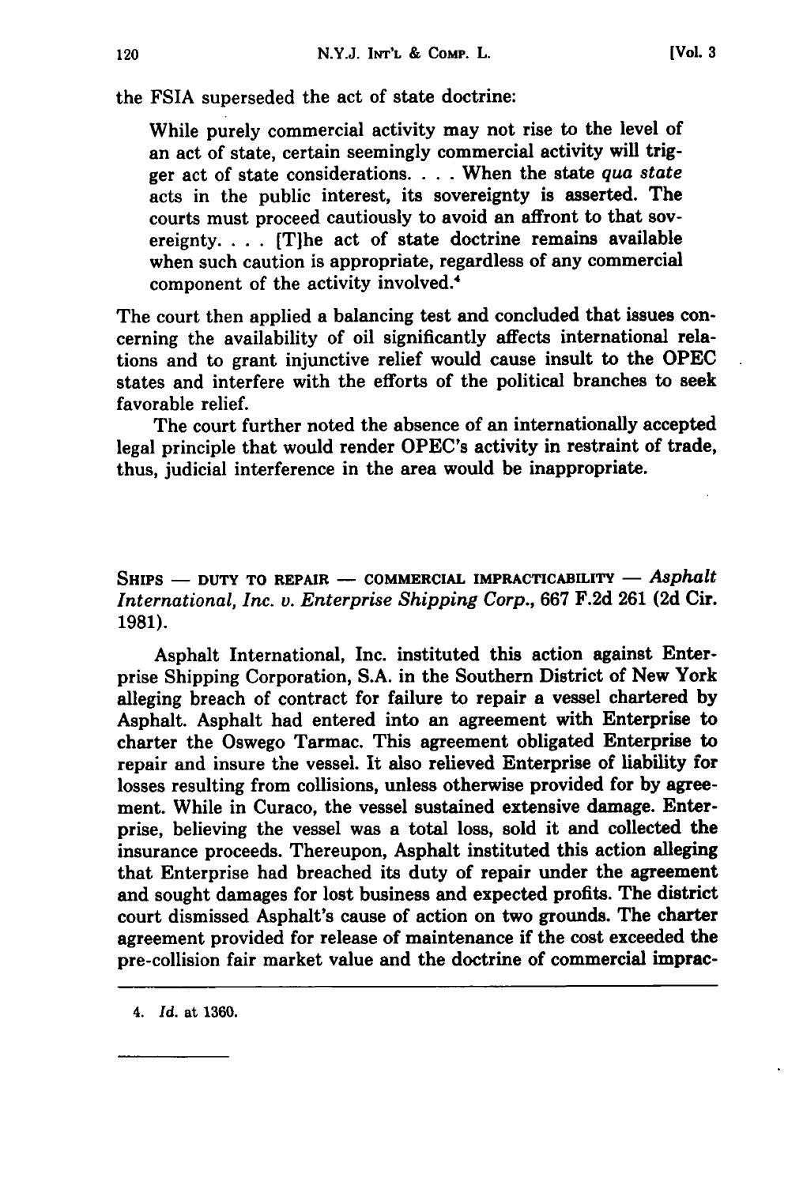the FSIA superseded the act of state doctrine:

> While purely commercial activity may not rise to the level of an act of state, certain seemingly commercial activity will trigger act of state considerations. . . . When the state *qua state* acts in the public interest, its sovereignty is asserted. The courts must proceed cautiously to avoid an affront to that sovereignty. . . . [T]he act of state doctrine remains available when such caution is appropriate, regardless of any commercial component of the activity involved.[4]

The court then applied a balancing test and concluded that issues concerning the availability of oil significantly affects international relations and to grant injunctive relief would cause insult to the OPEC states and interfere with the efforts of the political branches to seek favorable relief.

The court further noted the absence of an internationally accepted legal principle that would render OPEC's activity in restraint of trade, thus, judicial interference in the area would be inappropriate.

SHIPS — DUTY TO REPAIR — COMMERCIAL IMPRACTICABILITY — *Asphalt International, Inc. v. Enterprise Shipping Corp.*, 667 F.2d 261 (2d Cir. 1981).

Asphalt International, Inc. instituted this action against Enterprise Shipping Corporation, S.A. in the Southern District of New York alleging breach of contract for failure to repair a vessel chartered by Asphalt. Asphalt had entered into an agreement with Enterprise to charter the Oswego Tarmac. This agreement obligated Enterprise to repair and insure the vessel. It also relieved Enterprise of liability for losses resulting from collisions, unless otherwise provided for by agreement. While in Curaco, the vessel sustained extensive damage. Enterprise, believing the vessel was a total loss, sold it and collected the insurance proceeds. Thereupon, Asphalt instituted this action alleging that Enterprise had breached its duty of repair under the agreement and sought damages for lost business and expected profits. The district court dismissed Asphalt's cause of action on two grounds. The charter agreement provided for release of maintenance if the cost exceeded the pre-collision fair market value and the doctrine of commercial imprac-

4. *Id.* at 1360.